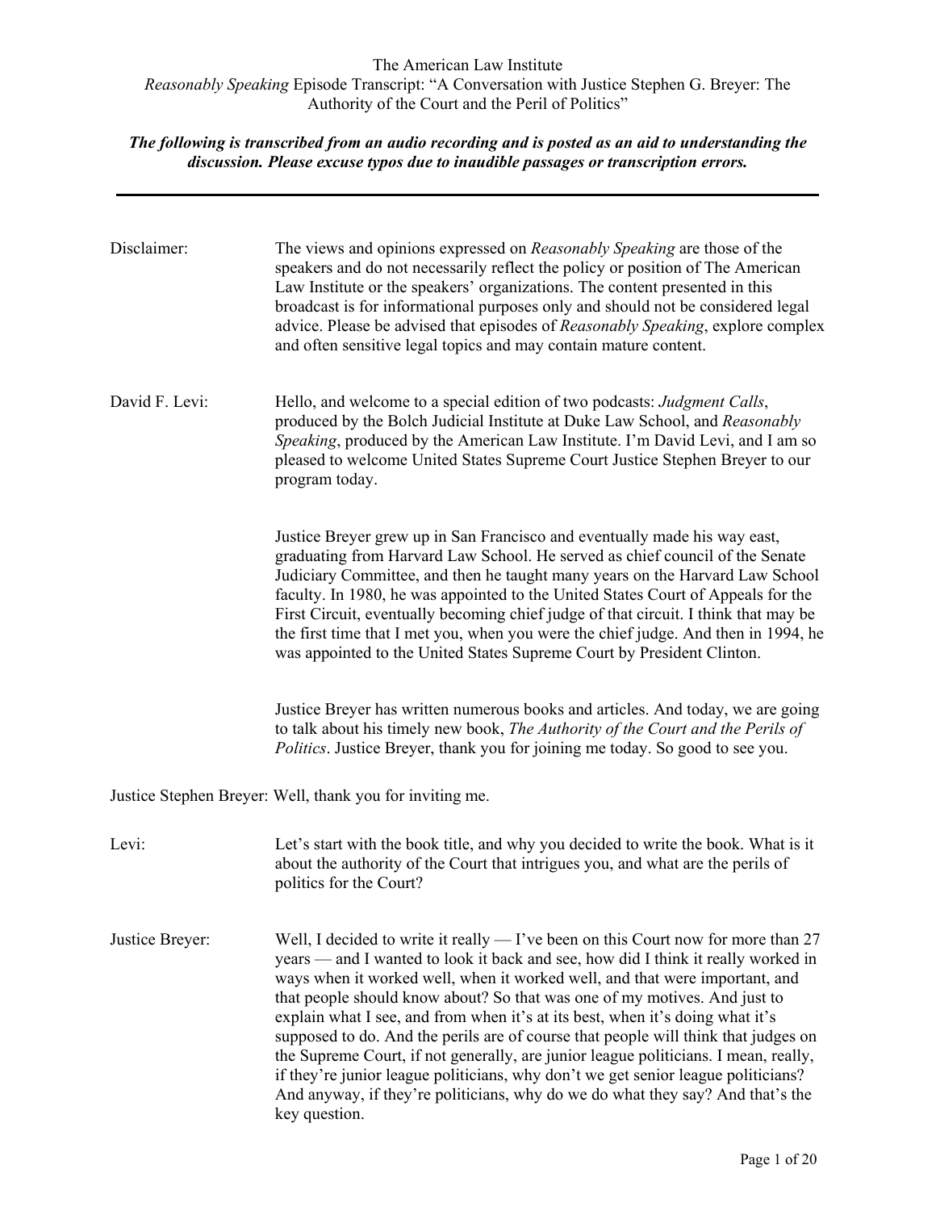The American Law Institute

*Reasonably Speaking* Episode Transcript: "A Conversation with Justice Stephen G. Breyer: The Authority of the Court and the Peril of Politics"

***The following is transcribed from an audio recording and is posted as an aid to understanding the discussion. Please excuse typos due to inaudible passages or transcription errors.***

---

**Disclaimer:** The views and opinions expressed on *Reasonably Speaking* are those of the speakers and do not necessarily reflect the policy or position of The American Law Institute or the speakers' organizations. The content presented in this broadcast is for informational purposes only and should not be considered legal advice. Please be advised that episodes of *Reasonably Speaking*, explore complex and often sensitive legal topics and may contain mature content.

**David F. Levi:** Hello, and welcome to a special edition of two podcasts: *Judgment Calls*, produced by the Bolch Judicial Institute at Duke Law School, and *Reasonably Speaking*, produced by the American Law Institute. I'm David Levi, and I am so pleased to welcome United States Supreme Court Justice Stephen Breyer to our program today.

Justice Breyer grew up in San Francisco and eventually made his way east, graduating from Harvard Law School. He served as chief council of the Senate Judiciary Committee, and then he taught many years on the Harvard Law School faculty. In 1980, he was appointed to the United States Court of Appeals for the First Circuit, eventually becoming chief judge of that circuit. I think that may be the first time that I met you, when you were the chief judge. And then in 1994, he was appointed to the United States Supreme Court by President Clinton.

Justice Breyer has written numerous books and articles. And today, we are going to talk about his timely new book, *The Authority of the Court and the Perils of Politics*. Justice Breyer, thank you for joining me today. So good to see you.

**Justice Stephen Breyer:** Well, thank you for inviting me.

**Levi:** Let's start with the book title, and why you decided to write the book. What is it about the authority of the Court that intrigues you, and what are the perils of politics for the Court?

**Justice Breyer:** Well, I decided to write it really — I've been on this Court now for more than 27 years — and I wanted to look it back and see, how did I think it really worked in ways when it worked well, when it worked well, and that were important, and that people should know about? So that was one of my motives. And just to explain what I see, and from when it's at its best, when it's doing what it's supposed to do. And the perils are of course that people will think that judges on the Supreme Court, if not generally, are junior league politicians. I mean, really, if they're junior league politicians, why don't we get senior league politicians? And anyway, if they're politicians, why do we do what they say? And that's the key question.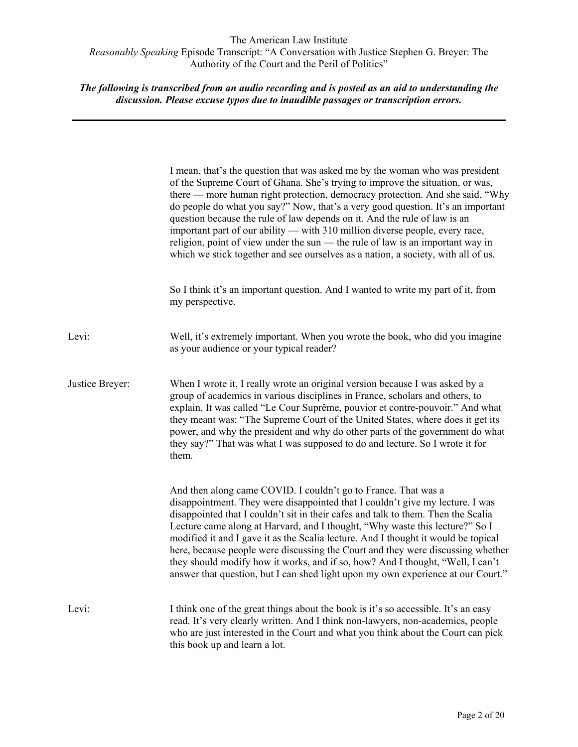I mean, that's the question that was asked me by the woman who was president of the Supreme Court of Ghana. She's trying to improve the situation, or was, there — more human right protection, democracy protection. And she said, "Why do people do what you say?" Now, that's a very good question. It's an important question because the rule of law depends on it. And the rule of law is an important part of our ability — with 310 million diverse people, every race, religion, point of view under the sun — the rule of law is an important way in which we stick together and see ourselves as a nation, a society, with all of us.

So I think it's an important question. And I wanted to write my part of it, from my perspective.

**Levi:** Well, it's extremely important. When you wrote the book, who did you imagine as your audience or your typical reader?

**Justice Breyer:** When I wrote it, I really wrote an original version because I was asked by a group of academics in various disciplines in France, scholars and others, to explain. It was called "Le Cour Suprême, pouvior et contre-pouvoir." And what they meant was: "The Supreme Court of the United States, where does it get its power, and why the president and why do other parts of the government do what they say?" That was what I was supposed to do and lecture. So I wrote it for them.

And then along came COVID. I couldn't go to France. That was a disappointment. They were disappointed that I couldn't give my lecture. I was disappointed that I couldn't sit in their cafes and talk to them. Then the Scalia Lecture came along at Harvard, and I thought, "Why waste this lecture?" So I modified it and I gave it as the Scalia lecture. And I thought it would be topical here, because people were discussing the Court and they were discussing whether they should modify how it works, and if so, how? And I thought, "Well, I can't answer that question, but I can shed light upon my own experience at our Court."

**Levi:** I think one of the great things about the book is it's so accessible. It's an easy read. It's very clearly written. And I think non-lawyers, non-academics, people who are just interested in the Court and what you think about the Court can pick this book up and learn a lot.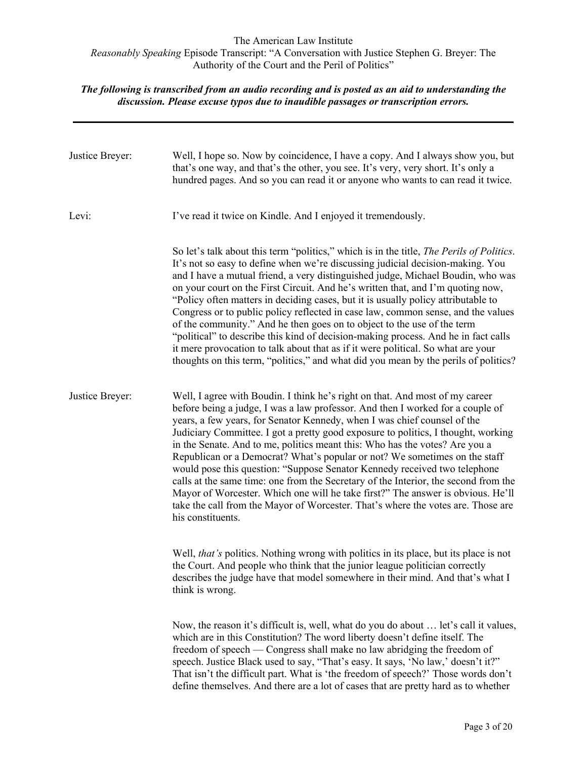**Justice Breyer:** Well, I hope so. Now by coincidence, I have a copy. And I always show you, but that's one way, and that's the other, you see. It's very, very short. It's only a hundred pages. And so you can read it or anyone who wants to can read it twice.

**Levi:** I've read it twice on Kindle. And I enjoyed it tremendously.

So let's talk about this term "politics," which is in the title, *The Perils of Politics*. It's not so easy to define when we're discussing judicial decision-making. You and I have a mutual friend, a very distinguished judge, Michael Boudin, who was on your court on the First Circuit. And he's written that, and I'm quoting now, "Policy often matters in deciding cases, but it is usually policy attributable to Congress or to public policy reflected in case law, common sense, and the values of the community." And he then goes on to object to the use of the term "political" to describe this kind of decision-making process. And he in fact calls it mere provocation to talk about that as if it were political. So what are your thoughts on this term, "politics," and what did you mean by the perils of politics?

**Justice Breyer:** Well, I agree with Boudin. I think he's right on that. And most of my career before being a judge, I was a law professor. And then I worked for a couple of years, a few years, for Senator Kennedy, when I was chief counsel of the Judiciary Committee. I got a pretty good exposure to politics, I thought, working in the Senate. And to me, politics meant this: Who has the votes? Are you a Republican or a Democrat? What's popular or not? We sometimes on the staff would pose this question: "Suppose Senator Kennedy received two telephone calls at the same time: one from the Secretary of the Interior, the second from the Mayor of Worcester. Which one will he take first?" The answer is obvious. He'll take the call from the Mayor of Worcester. That's where the votes are. Those are his constituents.

Well, *that's* politics. Nothing wrong with politics in its place, but its place is not the Court. And people who think that the junior league politician correctly describes the judge have that model somewhere in their mind. And that's what I think is wrong.

Now, the reason it's difficult is, well, what do you do about … let's call it values, which are in this Constitution? The word liberty doesn't define itself. The freedom of speech — Congress shall make no law abridging the freedom of speech. Justice Black used to say, "That's easy. It says, 'No law,' doesn't it?" That isn't the difficult part. What is 'the freedom of speech?' Those words don't define themselves. And there are a lot of cases that are pretty hard as to whether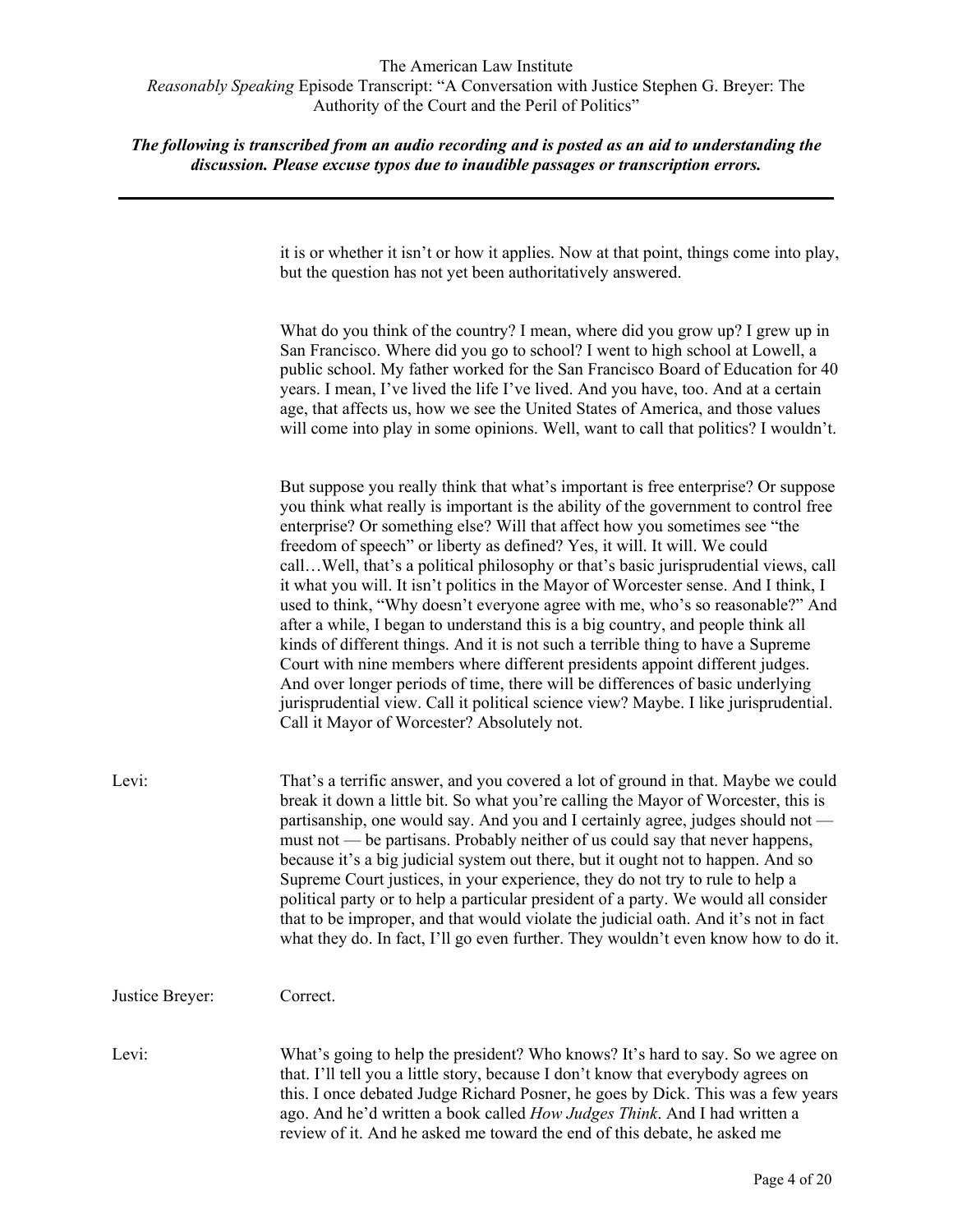it is or whether it isn't or how it applies. Now at that point, things come into play, but the question has not yet been authoritatively answered.

What do you think of the country? I mean, where did you grow up? I grew up in San Francisco. Where did you go to school? I went to high school at Lowell, a public school. My father worked for the San Francisco Board of Education for 40 years. I mean, I've lived the life I've lived. And you have, too. And at a certain age, that affects us, how we see the United States of America, and those values will come into play in some opinions. Well, want to call that politics? I wouldn't.

But suppose you really think that what's important is free enterprise? Or suppose you think what really is important is the ability of the government to control free enterprise? Or something else? Will that affect how you sometimes see "the freedom of speech" or liberty as defined? Yes, it will. It will. We could call…Well, that's a political philosophy or that's basic jurisprudential views, call it what you will. It isn't politics in the Mayor of Worcester sense. And I think, I used to think, "Why doesn't everyone agree with me, who's so reasonable?" And after a while, I began to understand this is a big country, and people think all kinds of different things. And it is not such a terrible thing to have a Supreme Court with nine members where different presidents appoint different judges. And over longer periods of time, there will be differences of basic underlying jurisprudential view. Call it political science view? Maybe. I like jurisprudential. Call it Mayor of Worcester? Absolutely not.

Levi: That's a terrific answer, and you covered a lot of ground in that. Maybe we could break it down a little bit. So what you're calling the Mayor of Worcester, this is partisanship, one would say. And you and I certainly agree, judges should not — must not — be partisans. Probably neither of us could say that never happens, because it's a big judicial system out there, but it ought not to happen. And so Supreme Court justices, in your experience, they do not try to rule to help a political party or to help a particular president of a party. We would all consider that to be improper, and that would violate the judicial oath. And it's not in fact what they do. In fact, I'll go even further. They wouldn't even know how to do it.

Justice Breyer: Correct.

Levi: What's going to help the president? Who knows? It's hard to say. So we agree on that. I'll tell you a little story, because I don't know that everybody agrees on this. I once debated Judge Richard Posner, he goes by Dick. This was a few years ago. And he'd written a book called *How Judges Think*. And I had written a review of it. And he asked me toward the end of this debate, he asked me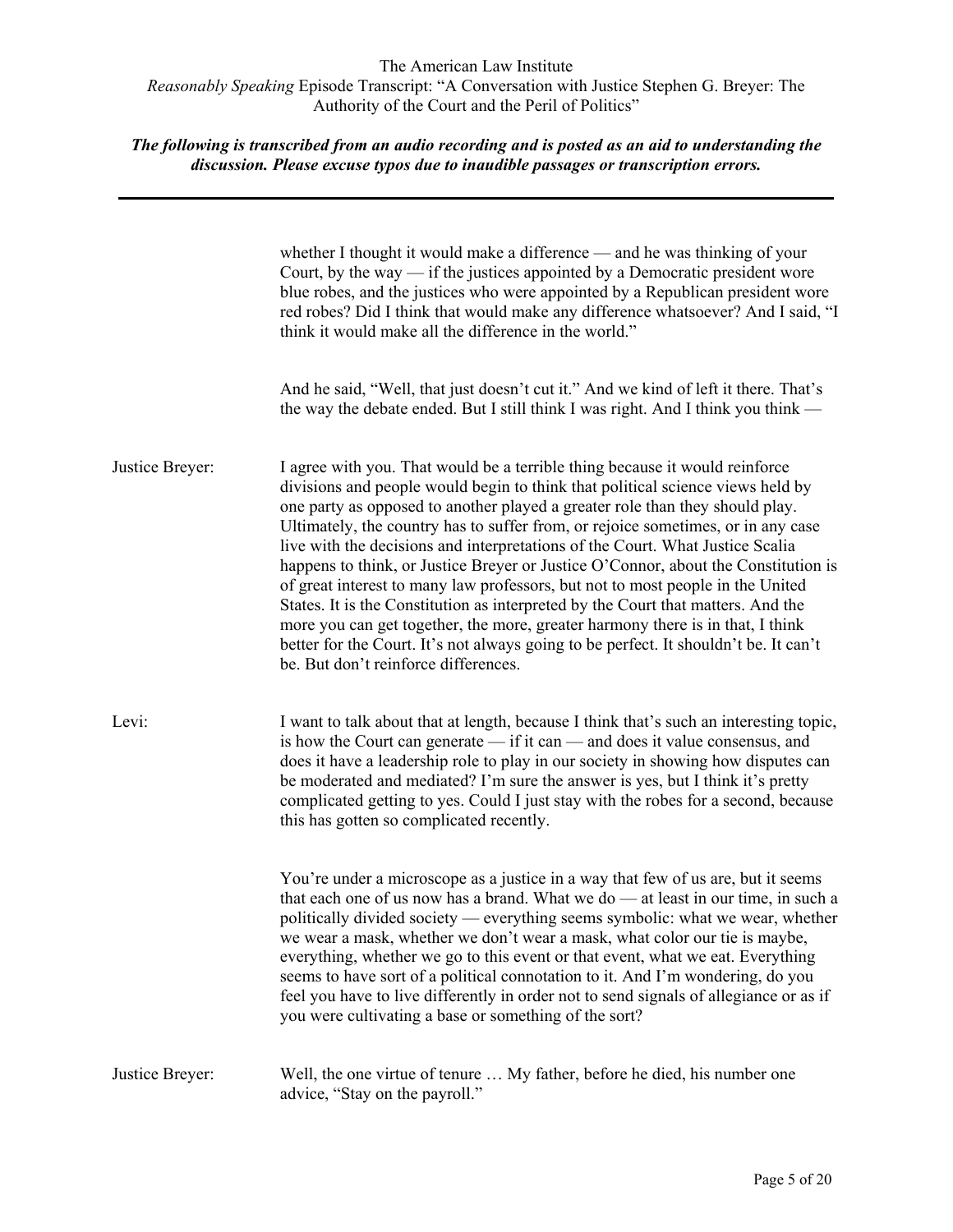whether I thought it would make a difference — and he was thinking of your Court, by the way — if the justices appointed by a Democratic president wore blue robes, and the justices who were appointed by a Republican president wore red robes? Did I think that would make any difference whatsoever? And I said, "I think it would make all the difference in the world."

And he said, "Well, that just doesn't cut it." And we kind of left it there. That's the way the debate ended. But I still think I was right. And I think you think —

**Justice Breyer:** I agree with you. That would be a terrible thing because it would reinforce divisions and people would begin to think that political science views held by one party as opposed to another played a greater role than they should play. Ultimately, the country has to suffer from, or rejoice sometimes, or in any case live with the decisions and interpretations of the Court. What Justice Scalia happens to think, or Justice Breyer or Justice O'Connor, about the Constitution is of great interest to many law professors, but not to most people in the United States. It is the Constitution as interpreted by the Court that matters. And the more you can get together, the more, greater harmony there is in that, I think better for the Court. It's not always going to be perfect. It shouldn't be. It can't be. But don't reinforce differences.

**Levi:** I want to talk about that at length, because I think that's such an interesting topic, is how the Court can generate — if it can — and does it value consensus, and does it have a leadership role to play in our society in showing how disputes can be moderated and mediated? I'm sure the answer is yes, but I think it's pretty complicated getting to yes. Could I just stay with the robes for a second, because this has gotten so complicated recently.

You're under a microscope as a justice in a way that few of us are, but it seems that each one of us now has a brand. What we do — at least in our time, in such a politically divided society — everything seems symbolic: what we wear, whether we wear a mask, whether we don't wear a mask, what color our tie is maybe, everything, whether we go to this event or that event, what we eat. Everything seems to have sort of a political connotation to it. And I'm wondering, do you feel you have to live differently in order not to send signals of allegiance or as if you were cultivating a base or something of the sort?

**Justice Breyer:** Well, the one virtue of tenure … My father, before he died, his number one advice, "Stay on the payroll."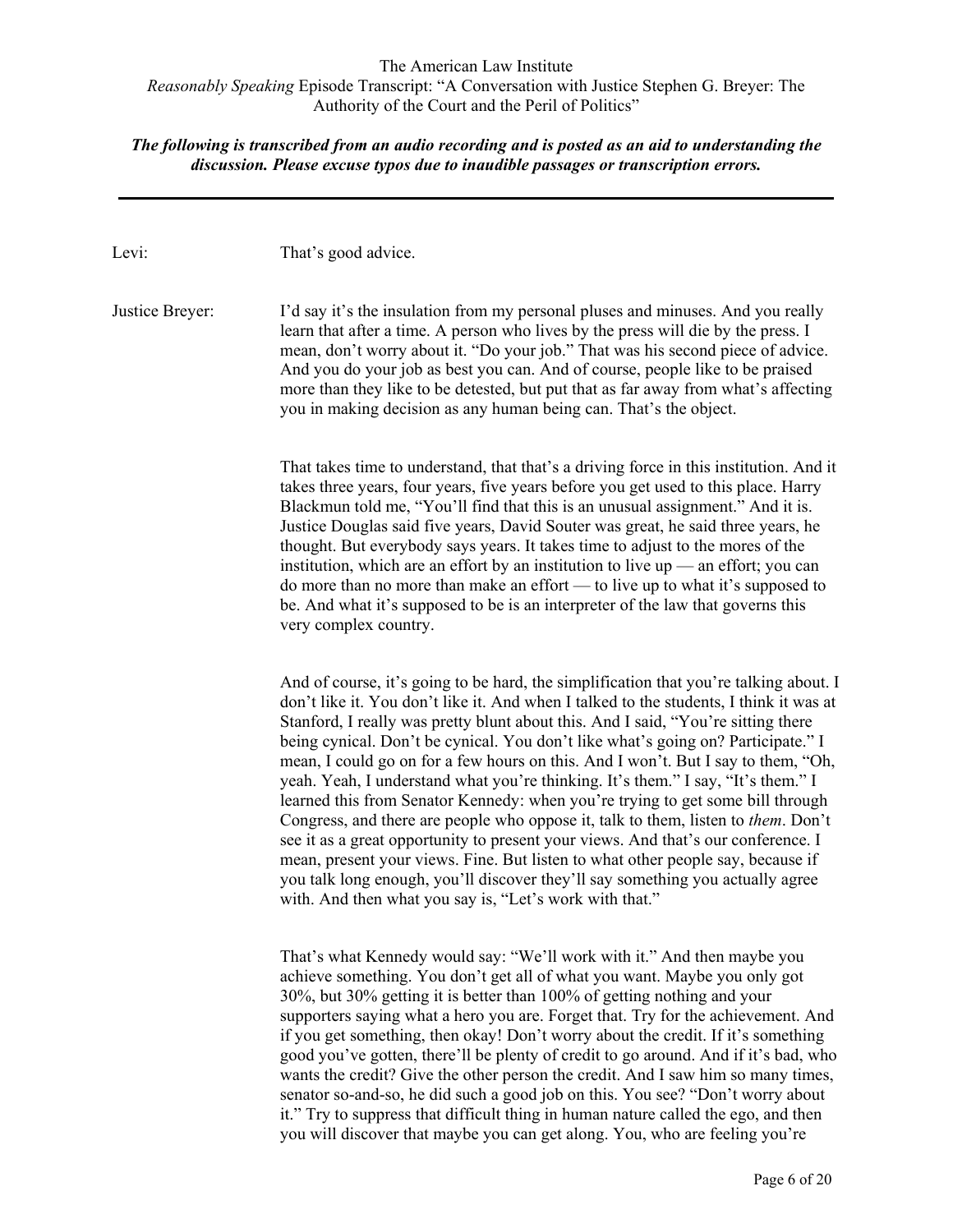Levi: That's good advice.

Justice Breyer: I'd say it's the insulation from my personal pluses and minuses. And you really learn that after a time. A person who lives by the press will die by the press. I mean, don't worry about it. "Do your job." That was his second piece of advice. And you do your job as best you can. And of course, people like to be praised more than they like to be detested, but put that as far away from what's affecting you in making decision as any human being can. That's the object.

That takes time to understand, that that's a driving force in this institution. And it takes three years, four years, five years before you get used to this place. Harry Blackmun told me, "You'll find that this is an unusual assignment." And it is. Justice Douglas said five years, David Souter was great, he said three years, he thought. But everybody says years. It takes time to adjust to the mores of the institution, which are an effort by an institution to live up — an effort; you can do more than no more than make an effort — to live up to what it's supposed to be. And what it's supposed to be is an interpreter of the law that governs this very complex country.

And of course, it's going to be hard, the simplification that you're talking about. I don't like it. You don't like it. And when I talked to the students, I think it was at Stanford, I really was pretty blunt about this. And I said, "You're sitting there being cynical. Don't be cynical. You don't like what's going on? Participate." I mean, I could go on for a few hours on this. And I won't. But I say to them, "Oh, yeah. Yeah, I understand what you're thinking. It's them." I say, "It's them." I learned this from Senator Kennedy: when you're trying to get some bill through Congress, and there are people who oppose it, talk to them, listen to *them*. Don't see it as a great opportunity to present your views. And that's our conference. I mean, present your views. Fine. But listen to what other people say, because if you talk long enough, you'll discover they'll say something you actually agree with. And then what you say is, "Let's work with that."

That's what Kennedy would say: "We'll work with it." And then maybe you achieve something. You don't get all of what you want. Maybe you only got 30%, but 30% getting it is better than 100% of getting nothing and your supporters saying what a hero you are. Forget that. Try for the achievement. And if you get something, then okay! Don't worry about the credit. If it's something good you've gotten, there'll be plenty of credit to go around. And if it's bad, who wants the credit? Give the other person the credit. And I saw him so many times, senator so-and-so, he did such a good job on this. You see? "Don't worry about it." Try to suppress that difficult thing in human nature called the ego, and then you will discover that maybe you can get along. You, who are feeling you're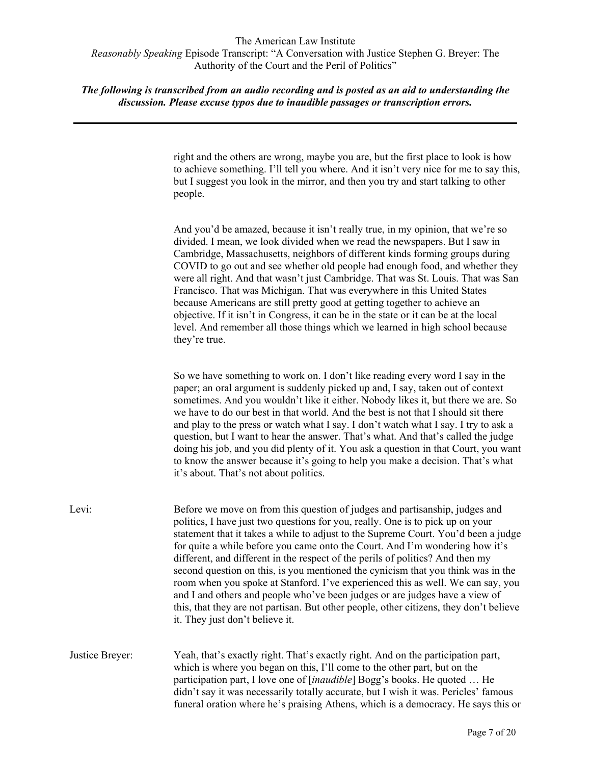right and the others are wrong, maybe you are, but the first place to look is how to achieve something. I'll tell you where. And it isn't very nice for me to say this, but I suggest you look in the mirror, and then you try and start talking to other people.

And you'd be amazed, because it isn't really true, in my opinion, that we're so divided. I mean, we look divided when we read the newspapers. But I saw in Cambridge, Massachusetts, neighbors of different kinds forming groups during COVID to go out and see whether old people had enough food, and whether they were all right. And that wasn't just Cambridge. That was St. Louis. That was San Francisco. That was Michigan. That was everywhere in this United States because Americans are still pretty good at getting together to achieve an objective. If it isn't in Congress, it can be in the state or it can be at the local level. And remember all those things which we learned in high school because they're true.

So we have something to work on. I don't like reading every word I say in the paper; an oral argument is suddenly picked up and, I say, taken out of context sometimes. And you wouldn't like it either. Nobody likes it, but there we are. So we have to do our best in that world. And the best is not that I should sit there and play to the press or watch what I say. I don't watch what I say. I try to ask a question, but I want to hear the answer. That's what. And that's called the judge doing his job, and you did plenty of it. You ask a question in that Court, you want to know the answer because it's going to help you make a decision. That's what it's about. That's not about politics.

Levi: Before we move on from this question of judges and partisanship, judges and politics, I have just two questions for you, really. One is to pick up on your statement that it takes a while to adjust to the Supreme Court. You'd been a judge for quite a while before you came onto the Court. And I'm wondering how it's different, and different in the respect of the perils of politics? And then my second question on this, is you mentioned the cynicism that you think was in the room when you spoke at Stanford. I've experienced this as well. We can say, you and I and others and people who've been judges or are judges have a view of this, that they are not partisan. But other people, other citizens, they don't believe it. They just don't believe it.

Justice Breyer: Yeah, that's exactly right. That's exactly right. And on the participation part, which is where you began on this, I'll come to the other part, but on the participation part, I love one of [*inaudible*] Bogg's books. He quoted … He didn't say it was necessarily totally accurate, but I wish it was. Pericles' famous funeral oration where he's praising Athens, which is a democracy. He says this or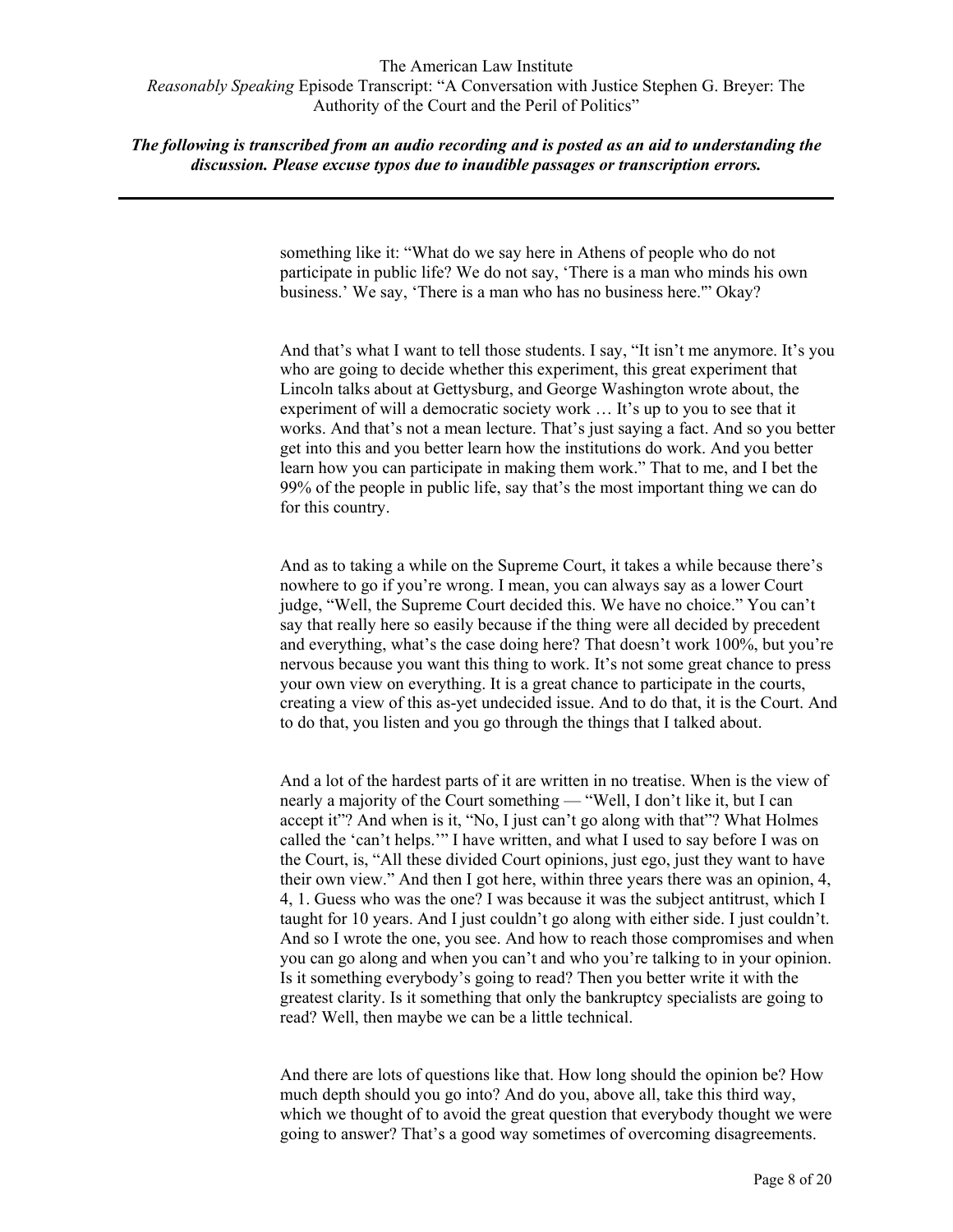something like it: "What do we say here in Athens of people who do not participate in public life? We do not say, 'There is a man who minds his own business.' We say, 'There is a man who has no business here.'" Okay?

And that's what I want to tell those students. I say, "It isn't me anymore. It's you who are going to decide whether this experiment, this great experiment that Lincoln talks about at Gettysburg, and George Washington wrote about, the experiment of will a democratic society work … It's up to you to see that it works. And that's not a mean lecture. That's just saying a fact. And so you better get into this and you better learn how the institutions do work. And you better learn how you can participate in making them work." That to me, and I bet the 99% of the people in public life, say that's the most important thing we can do for this country.

And as to taking a while on the Supreme Court, it takes a while because there's nowhere to go if you're wrong. I mean, you can always say as a lower Court judge, "Well, the Supreme Court decided this. We have no choice." You can't say that really here so easily because if the thing were all decided by precedent and everything, what's the case doing here? That doesn't work 100%, but you're nervous because you want this thing to work. It's not some great chance to press your own view on everything. It is a great chance to participate in the courts, creating a view of this as-yet undecided issue. And to do that, it is the Court. And to do that, you listen and you go through the things that I talked about.

And a lot of the hardest parts of it are written in no treatise. When is the view of nearly a majority of the Court something — "Well, I don't like it, but I can accept it"? And when is it, "No, I just can't go along with that"? What Holmes called the 'can't helps.'" I have written, and what I used to say before I was on the Court, is, "All these divided Court opinions, just ego, just they want to have their own view." And then I got here, within three years there was an opinion, 4, 4, 1. Guess who was the one? I was because it was the subject antitrust, which I taught for 10 years. And I just couldn't go along with either side. I just couldn't. And so I wrote the one, you see. And how to reach those compromises and when you can go along and when you can't and who you're talking to in your opinion. Is it something everybody's going to read? Then you better write it with the greatest clarity. Is it something that only the bankruptcy specialists are going to read? Well, then maybe we can be a little technical.

And there are lots of questions like that. How long should the opinion be? How much depth should you go into? And do you, above all, take this third way, which we thought of to avoid the great question that everybody thought we were going to answer? That's a good way sometimes of overcoming disagreements.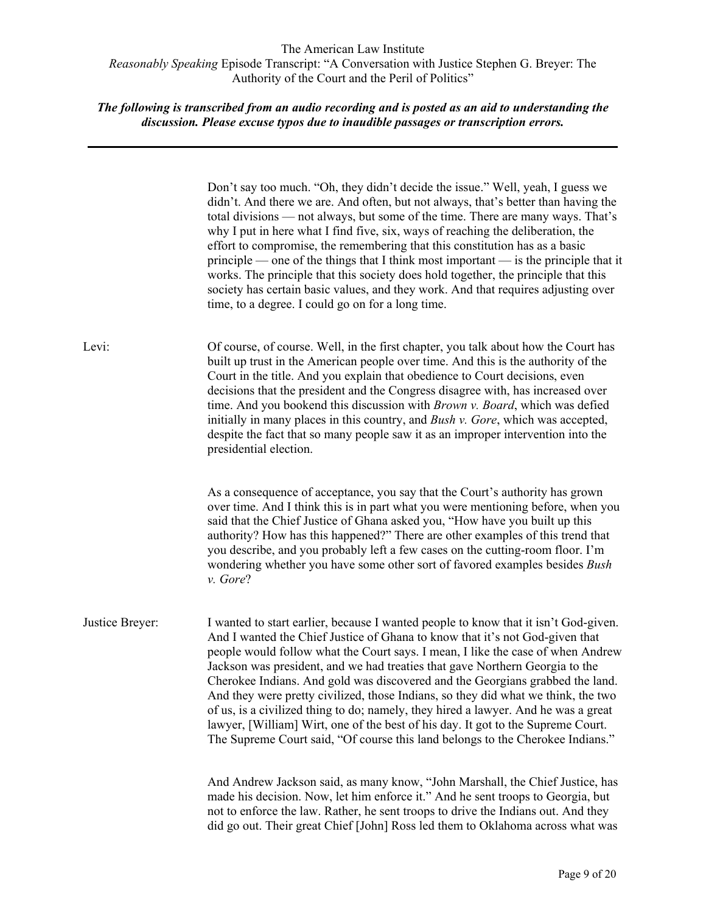Don't say too much. "Oh, they didn't decide the issue." Well, yeah, I guess we didn't. And there we are. And often, but not always, that's better than having the total divisions — not always, but some of the time. There are many ways. That's why I put in here what I find five, six, ways of reaching the deliberation, the effort to compromise, the remembering that this constitution has as a basic principle — one of the things that I think most important — is the principle that it works. The principle that this society does hold together, the principle that this society has certain basic values, and they work. And that requires adjusting over time, to a degree. I could go on for a long time.

Levi: Of course, of course. Well, in the first chapter, you talk about how the Court has built up trust in the American people over time. And this is the authority of the Court in the title. And you explain that obedience to Court decisions, even decisions that the president and the Congress disagree with, has increased over time. And you bookend this discussion with *Brown v. Board*, which was defied initially in many places in this country, and *Bush v. Gore*, which was accepted, despite the fact that so many people saw it as an improper intervention into the presidential election.

As a consequence of acceptance, you say that the Court's authority has grown over time. And I think this is in part what you were mentioning before, when you said that the Chief Justice of Ghana asked you, "How have you built up this authority? How has this happened?" There are other examples of this trend that you describe, and you probably left a few cases on the cutting-room floor. I'm wondering whether you have some other sort of favored examples besides *Bush v. Gore*?

Justice Breyer: I wanted to start earlier, because I wanted people to know that it isn't God-given. And I wanted the Chief Justice of Ghana to know that it's not God-given that people would follow what the Court says. I mean, I like the case of when Andrew Jackson was president, and we had treaties that gave Northern Georgia to the Cherokee Indians. And gold was discovered and the Georgians grabbed the land. And they were pretty civilized, those Indians, so they did what we think, the two of us, is a civilized thing to do; namely, they hired a lawyer. And he was a great lawyer, [William] Wirt, one of the best of his day. It got to the Supreme Court. The Supreme Court said, "Of course this land belongs to the Cherokee Indians."

And Andrew Jackson said, as many know, "John Marshall, the Chief Justice, has made his decision. Now, let him enforce it." And he sent troops to Georgia, but not to enforce the law. Rather, he sent troops to drive the Indians out. And they did go out. Their great Chief [John] Ross led them to Oklahoma across what was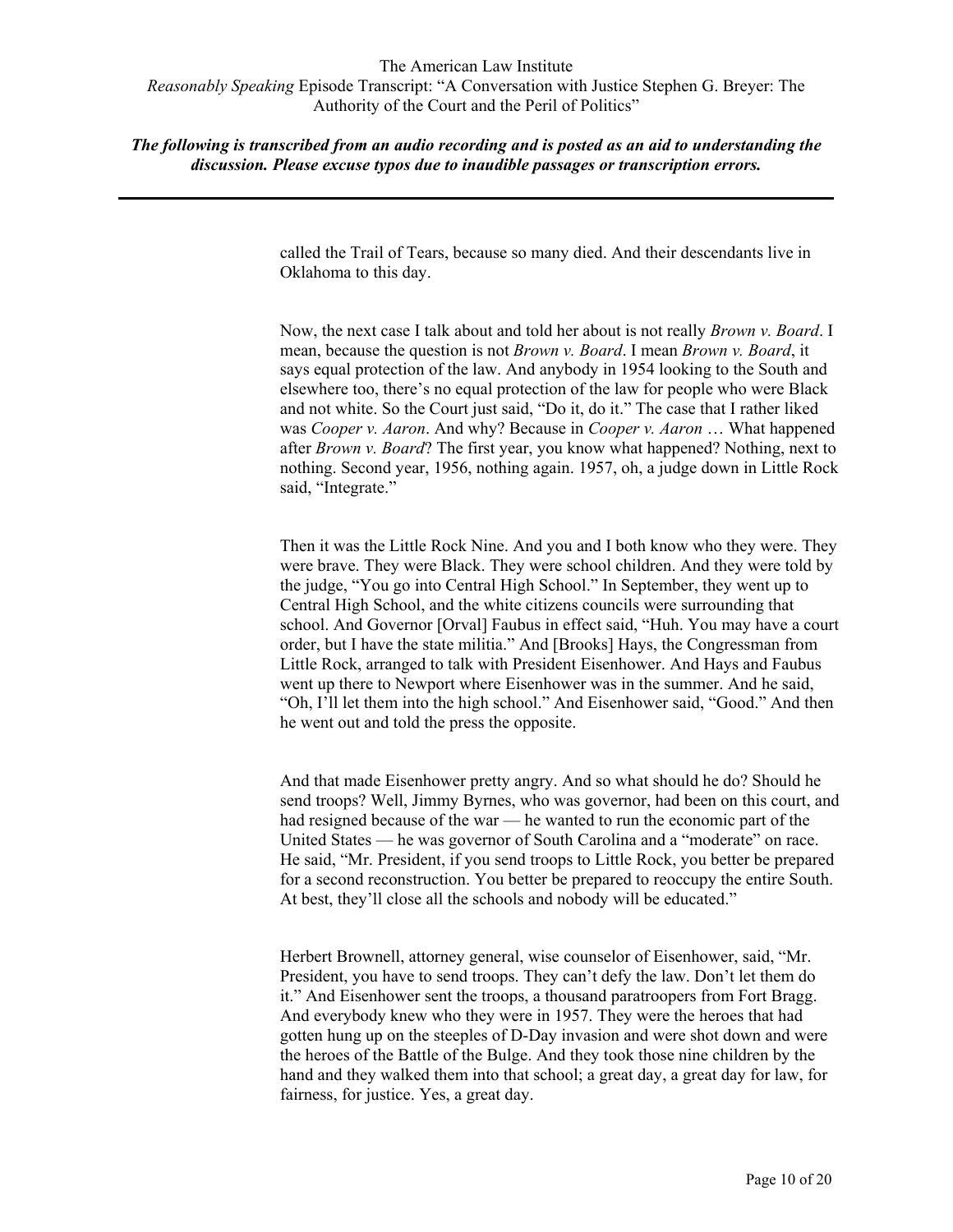called the Trail of Tears, because so many died. And their descendants live in Oklahoma to this day.

Now, the next case I talk about and told her about is not really *Brown v. Board*. I mean, because the question is not *Brown v. Board*. I mean *Brown v. Board*, it says equal protection of the law. And anybody in 1954 looking to the South and elsewhere too, there's no equal protection of the law for people who were Black and not white. So the Court just said, "Do it, do it." The case that I rather liked was *Cooper v. Aaron*. And why? Because in *Cooper v. Aaron* … What happened after *Brown v. Board*? The first year, you know what happened? Nothing, next to nothing. Second year, 1956, nothing again. 1957, oh, a judge down in Little Rock said, "Integrate."

Then it was the Little Rock Nine. And you and I both know who they were. They were brave. They were Black. They were school children. And they were told by the judge, "You go into Central High School." In September, they went up to Central High School, and the white citizens councils were surrounding that school. And Governor [Orval] Faubus in effect said, "Huh. You may have a court order, but I have the state militia." And [Brooks] Hays, the Congressman from Little Rock, arranged to talk with President Eisenhower. And Hays and Faubus went up there to Newport where Eisenhower was in the summer. And he said, "Oh, I'll let them into the high school." And Eisenhower said, "Good." And then he went out and told the press the opposite.

And that made Eisenhower pretty angry. And so what should he do? Should he send troops? Well, Jimmy Byrnes, who was governor, had been on this court, and had resigned because of the war — he wanted to run the economic part of the United States — he was governor of South Carolina and a "moderate" on race. He said, "Mr. President, if you send troops to Little Rock, you better be prepared for a second reconstruction. You better be prepared to reoccupy the entire South. At best, they'll close all the schools and nobody will be educated."

Herbert Brownell, attorney general, wise counselor of Eisenhower, said, "Mr. President, you have to send troops. They can't defy the law. Don't let them do it." And Eisenhower sent the troops, a thousand paratroopers from Fort Bragg. And everybody knew who they were in 1957. They were the heroes that had gotten hung up on the steeples of D-Day invasion and were shot down and were the heroes of the Battle of the Bulge. And they took those nine children by the hand and they walked them into that school; a great day, a great day for law, for fairness, for justice. Yes, a great day.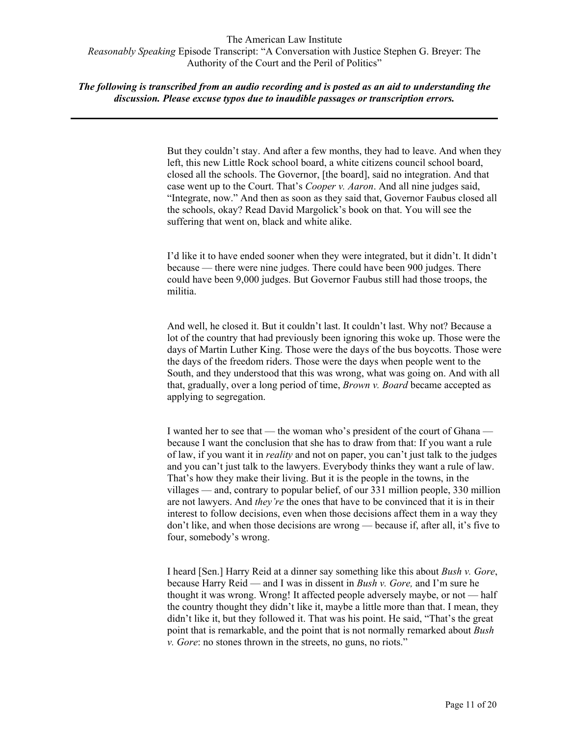But they couldn't stay. And after a few months, they had to leave. And when they left, this new Little Rock school board, a white citizens council school board, closed all the schools. The Governor, [the board], said no integration. And that case went up to the Court. That's *Cooper v. Aaron*. And all nine judges said, "Integrate, now." And then as soon as they said that, Governor Faubus closed all the schools, okay? Read David Margolick's book on that. You will see the suffering that went on, black and white alike.

I'd like it to have ended sooner when they were integrated, but it didn't. It didn't because — there were nine judges. There could have been 900 judges. There could have been 9,000 judges. But Governor Faubus still had those troops, the militia.

And well, he closed it. But it couldn't last. It couldn't last. Why not? Because a lot of the country that had previously been ignoring this woke up. Those were the days of Martin Luther King. Those were the days of the bus boycotts. Those were the days of the freedom riders. Those were the days when people went to the South, and they understood that this was wrong, what was going on. And with all that, gradually, over a long period of time, *Brown v. Board* became accepted as applying to segregation.

I wanted her to see that — the woman who's president of the court of Ghana — because I want the conclusion that she has to draw from that: If you want a rule of law, if you want it in *reality* and not on paper, you can't just talk to the judges and you can't just talk to the lawyers. Everybody thinks they want a rule of law. That's how they make their living. But it is the people in the towns, in the villages — and, contrary to popular belief, of our 331 million people, 330 million are not lawyers. And *they're* the ones that have to be convinced that it is in their interest to follow decisions, even when those decisions affect them in a way they don't like, and when those decisions are wrong — because if, after all, it's five to four, somebody's wrong.

I heard [Sen.] Harry Reid at a dinner say something like this about *Bush v. Gore*, because Harry Reid — and I was in dissent in *Bush v. Gore,* and I'm sure he thought it was wrong. Wrong! It affected people adversely maybe, or not — half the country thought they didn't like it, maybe a little more than that. I mean, they didn't like it, but they followed it. That was his point. He said, "That's the great point that is remarkable, and the point that is not normally remarked about *Bush v. Gore*: no stones thrown in the streets, no guns, no riots."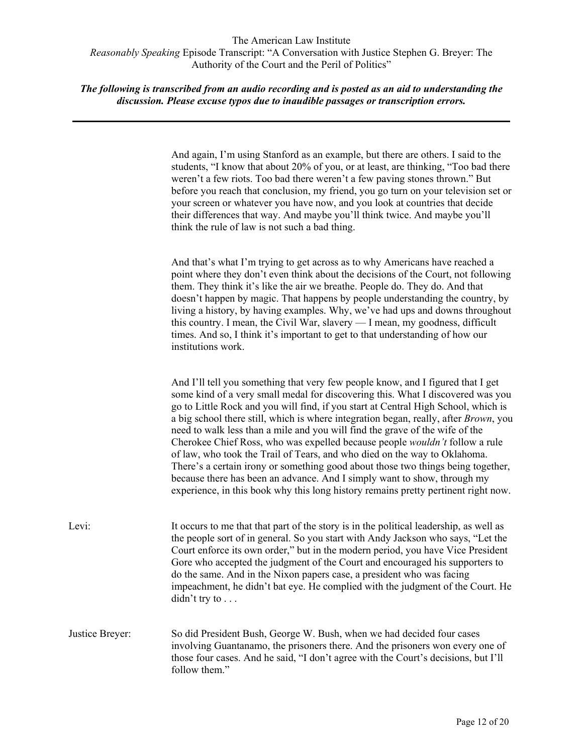And again, I'm using Stanford as an example, but there are others. I said to the students, "I know that about 20% of you, or at least, are thinking, "Too bad there weren't a few riots. Too bad there weren't a few paving stones thrown." But before you reach that conclusion, my friend, you go turn on your television set or your screen or whatever you have now, and you look at countries that decide their differences that way. And maybe you'll think twice. And maybe you'll think the rule of law is not such a bad thing.

And that's what I'm trying to get across as to why Americans have reached a point where they don't even think about the decisions of the Court, not following them. They think it's like the air we breathe. People do. They do. And that doesn't happen by magic. That happens by people understanding the country, by living a history, by having examples. Why, we've had ups and downs throughout this country. I mean, the Civil War, slavery — I mean, my goodness, difficult times. And so, I think it's important to get to that understanding of how our institutions work.

And I'll tell you something that very few people know, and I figured that I get some kind of a very small medal for discovering this. What I discovered was you go to Little Rock and you will find, if you start at Central High School, which is a big school there still, which is where integration began, really, after *Brown*, you need to walk less than a mile and you will find the grave of the wife of the Cherokee Chief Ross, who was expelled because people *wouldn't* follow a rule of law, who took the Trail of Tears, and who died on the way to Oklahoma. There's a certain irony or something good about those two things being together, because there has been an advance. And I simply want to show, through my experience, in this book why this long history remains pretty pertinent right now.

Levi: It occurs to me that that part of the story is in the political leadership, as well as the people sort of in general. So you start with Andy Jackson who says, "Let the Court enforce its own order," but in the modern period, you have Vice President Gore who accepted the judgment of the Court and encouraged his supporters to do the same. And in the Nixon papers case, a president who was facing impeachment, he didn't bat eye. He complied with the judgment of the Court. He didn't try to . . .

Justice Breyer: So did President Bush, George W. Bush, when we had decided four cases involving Guantanamo, the prisoners there. And the prisoners won every one of those four cases. And he said, "I don't agree with the Court's decisions, but I'll follow them."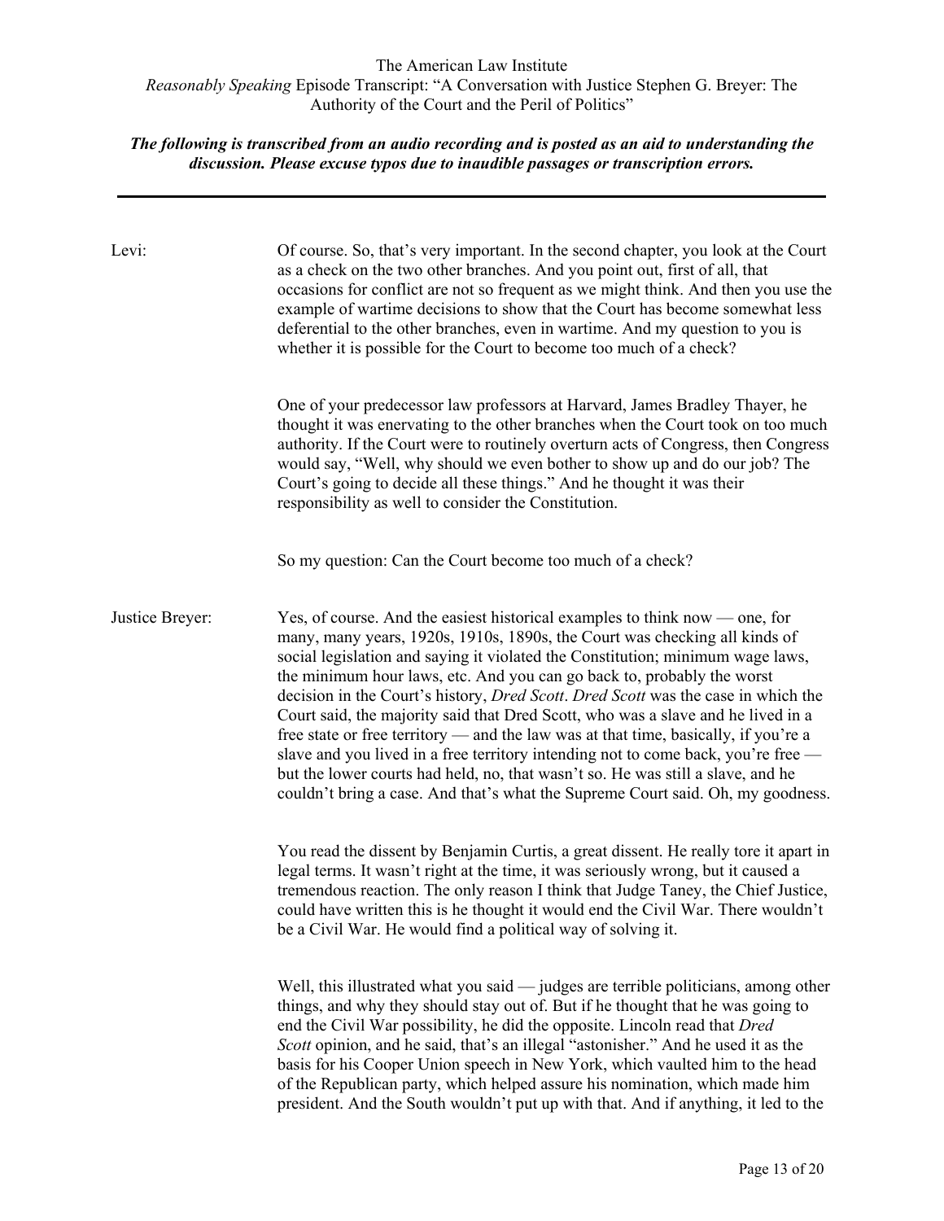**Levi:** Of course. So, that's very important. In the second chapter, you look at the Court as a check on the two other branches. And you point out, first of all, that occasions for conflict are not so frequent as we might think. And then you use the example of wartime decisions to show that the Court has become somewhat less deferential to the other branches, even in wartime. And my question to you is whether it is possible for the Court to become too much of a check?

One of your predecessor law professors at Harvard, James Bradley Thayer, he thought it was enervating to the other branches when the Court took on too much authority. If the Court were to routinely overturn acts of Congress, then Congress would say, "Well, why should we even bother to show up and do our job? The Court's going to decide all these things." And he thought it was their responsibility as well to consider the Constitution.

So my question: Can the Court become too much of a check?

**Justice Breyer:** Yes, of course. And the easiest historical examples to think now — one, for many, many years, 1920s, 1910s, 1890s, the Court was checking all kinds of social legislation and saying it violated the Constitution; minimum wage laws, the minimum hour laws, etc. And you can go back to, probably the worst decision in the Court's history, *Dred Scott*. *Dred Scott* was the case in which the Court said, the majority said that Dred Scott, who was a slave and he lived in a free state or free territory — and the law was at that time, basically, if you're a slave and you lived in a free territory intending not to come back, you're free — but the lower courts had held, no, that wasn't so. He was still a slave, and he couldn't bring a case. And that's what the Supreme Court said. Oh, my goodness.

You read the dissent by Benjamin Curtis, a great dissent. He really tore it apart in legal terms. It wasn't right at the time, it was seriously wrong, but it caused a tremendous reaction. The only reason I think that Judge Taney, the Chief Justice, could have written this is he thought it would end the Civil War. There wouldn't be a Civil War. He would find a political way of solving it.

Well, this illustrated what you said — judges are terrible politicians, among other things, and why they should stay out of. But if he thought that he was going to end the Civil War possibility, he did the opposite. Lincoln read that *Dred Scott* opinion, and he said, that's an illegal "astonisher." And he used it as the basis for his Cooper Union speech in New York, which vaulted him to the head of the Republican party, which helped assure his nomination, which made him president. And the South wouldn't put up with that. And if anything, it led to the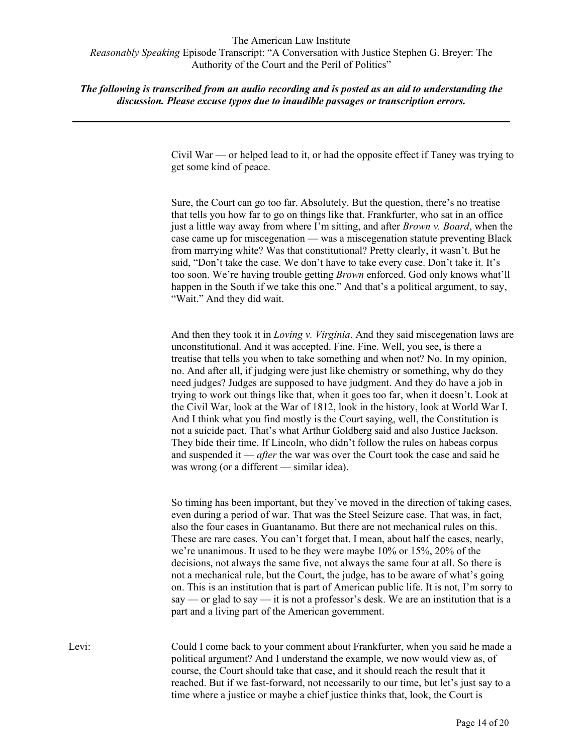Civil War — or helped lead to it, or had the opposite effect if Taney was trying to get some kind of peace.

Sure, the Court can go too far. Absolutely. But the question, there's no treatise that tells you how far to go on things like that. Frankfurter, who sat in an office just a little way away from where I'm sitting, and after *Brown v. Board*, when the case came up for miscegenation — was a miscegenation statute preventing Black from marrying white? Was that constitutional? Pretty clearly, it wasn't. But he said, "Don't take the case. We don't have to take every case. Don't take it. It's too soon. We're having trouble getting *Brown* enforced. God only knows what'll happen in the South if we take this one." And that's a political argument, to say, "Wait." And they did wait.

And then they took it in *Loving v. Virginia*. And they said miscegenation laws are unconstitutional. And it was accepted. Fine. Fine. Well, you see, is there a treatise that tells you when to take something and when not? No. In my opinion, no. And after all, if judging were just like chemistry or something, why do they need judges? Judges are supposed to have judgment. And they do have a job in trying to work out things like that, when it goes too far, when it doesn't. Look at the Civil War, look at the War of 1812, look in the history, look at World War I. And I think what you find mostly is the Court saying, well, the Constitution is not a suicide pact. That's what Arthur Goldberg said and also Justice Jackson. They bide their time. If Lincoln, who didn't follow the rules on habeas corpus and suspended it — *after* the war was over the Court took the case and said he was wrong (or a different — similar idea).

So timing has been important, but they've moved in the direction of taking cases, even during a period of war. That was the Steel Seizure case. That was, in fact, also the four cases in Guantanamo. But there are not mechanical rules on this. These are rare cases. You can't forget that. I mean, about half the cases, nearly, we're unanimous. It used to be they were maybe 10% or 15%, 20% of the decisions, not always the same five, not always the same four at all. So there is not a mechanical rule, but the Court, the judge, has to be aware of what's going on. This is an institution that is part of American public life. It is not, I'm sorry to say — or glad to say — it is not a professor's desk. We are an institution that is a part and a living part of the American government.

Levi: Could I come back to your comment about Frankfurter, when you said he made a political argument? And I understand the example, we now would view as, of course, the Court should take that case, and it should reach the result that it reached. But if we fast-forward, not necessarily to our time, but let's just say to a time where a justice or maybe a chief justice thinks that, look, the Court is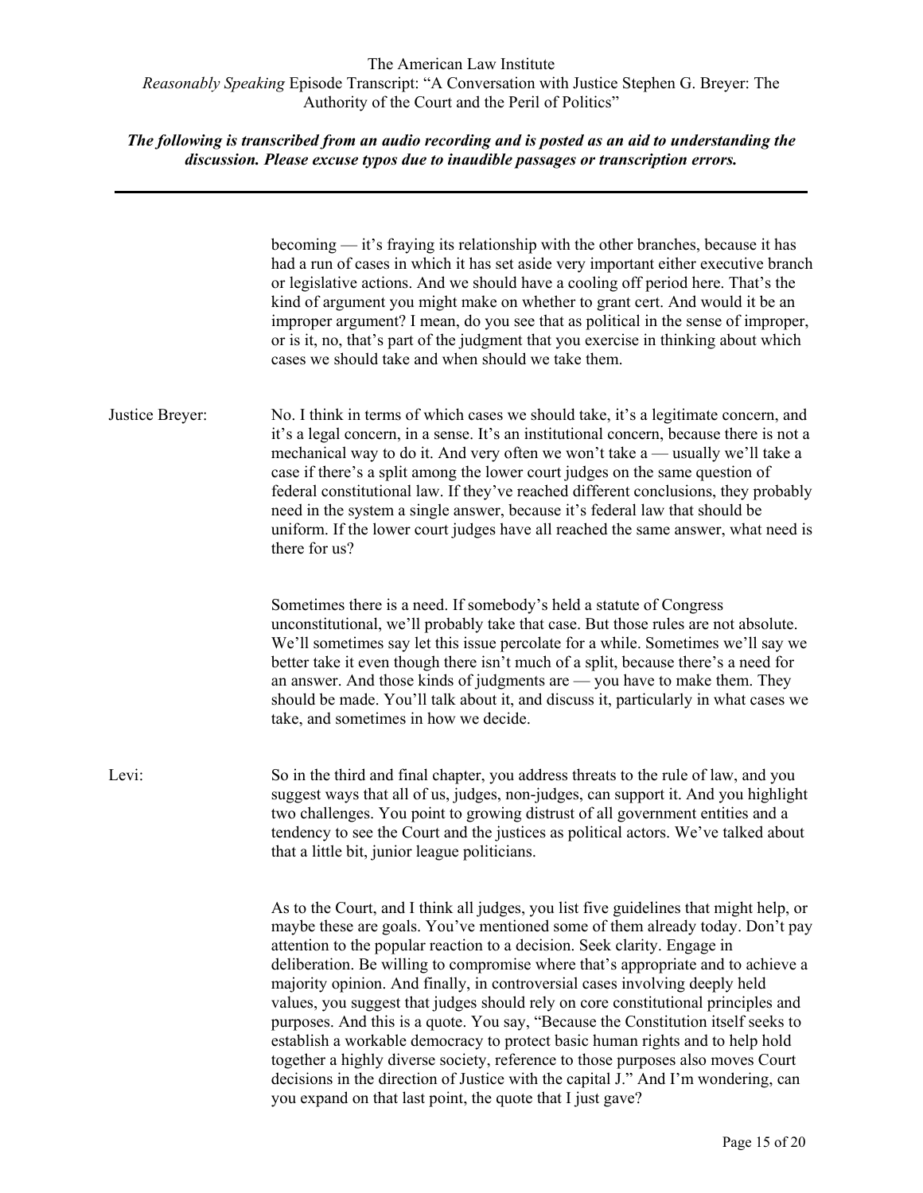becoming — it's fraying its relationship with the other branches, because it has had a run of cases in which it has set aside very important either executive branch or legislative actions. And we should have a cooling off period here. That's the kind of argument you might make on whether to grant cert. And would it be an improper argument? I mean, do you see that as political in the sense of improper, or is it, no, that's part of the judgment that you exercise in thinking about which cases we should take and when should we take them.

Justice Breyer: No. I think in terms of which cases we should take, it's a legitimate concern, and it's a legal concern, in a sense. It's an institutional concern, because there is not a mechanical way to do it. And very often we won't take a — usually we'll take a case if there's a split among the lower court judges on the same question of federal constitutional law. If they've reached different conclusions, they probably need in the system a single answer, because it's federal law that should be uniform. If the lower court judges have all reached the same answer, what need is there for us?

Sometimes there is a need. If somebody's held a statute of Congress unconstitutional, we'll probably take that case. But those rules are not absolute. We'll sometimes say let this issue percolate for a while. Sometimes we'll say we better take it even though there isn't much of a split, because there's a need for an answer. And those kinds of judgments are — you have to make them. They should be made. You'll talk about it, and discuss it, particularly in what cases we take, and sometimes in how we decide.

Levi: So in the third and final chapter, you address threats to the rule of law, and you suggest ways that all of us, judges, non-judges, can support it. And you highlight two challenges. You point to growing distrust of all government entities and a tendency to see the Court and the justices as political actors. We've talked about that a little bit, junior league politicians.

As to the Court, and I think all judges, you list five guidelines that might help, or maybe these are goals. You've mentioned some of them already today. Don't pay attention to the popular reaction to a decision. Seek clarity. Engage in deliberation. Be willing to compromise where that's appropriate and to achieve a majority opinion. And finally, in controversial cases involving deeply held values, you suggest that judges should rely on core constitutional principles and purposes. And this is a quote. You say, "Because the Constitution itself seeks to establish a workable democracy to protect basic human rights and to help hold together a highly diverse society, reference to those purposes also moves Court decisions in the direction of Justice with the capital J." And I'm wondering, can you expand on that last point, the quote that I just gave?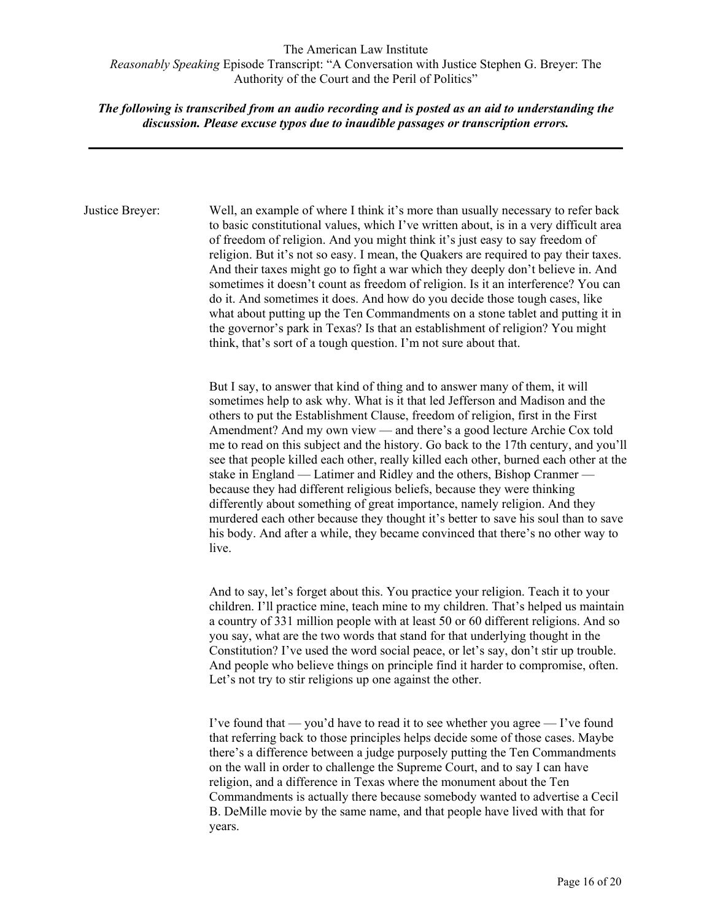**Justice Breyer:** Well, an example of where I think it's more than usually necessary to refer back to basic constitutional values, which I've written about, is in a very difficult area of freedom of religion. And you might think it's just easy to say freedom of religion. But it's not so easy. I mean, the Quakers are required to pay their taxes. And their taxes might go to fight a war which they deeply don't believe in. And sometimes it doesn't count as freedom of religion. Is it an interference? You can do it. And sometimes it does. And how do you decide those tough cases, like what about putting up the Ten Commandments on a stone tablet and putting it in the governor's park in Texas? Is that an establishment of religion? You might think, that's sort of a tough question. I'm not sure about that.

But I say, to answer that kind of thing and to answer many of them, it will sometimes help to ask why. What is it that led Jefferson and Madison and the others to put the Establishment Clause, freedom of religion, first in the First Amendment? And my own view — and there's a good lecture Archie Cox told me to read on this subject and the history. Go back to the 17th century, and you'll see that people killed each other, really killed each other, burned each other at the stake in England — Latimer and Ridley and the others, Bishop Cranmer — because they had different religious beliefs, because they were thinking differently about something of great importance, namely religion. And they murdered each other because they thought it's better to save his soul than to save his body. And after a while, they became convinced that there's no other way to live.

And to say, let's forget about this. You practice your religion. Teach it to your children. I'll practice mine, teach mine to my children. That's helped us maintain a country of 331 million people with at least 50 or 60 different religions. And so you say, what are the two words that stand for that underlying thought in the Constitution? I've used the word social peace, or let's say, don't stir up trouble. And people who believe things on principle find it harder to compromise, often. Let's not try to stir religions up one against the other.

I've found that — you'd have to read it to see whether you agree — I've found that referring back to those principles helps decide some of those cases. Maybe there's a difference between a judge purposely putting the Ten Commandments on the wall in order to challenge the Supreme Court, and to say I can have religion, and a difference in Texas where the monument about the Ten Commandments is actually there because somebody wanted to advertise a Cecil B. DeMille movie by the same name, and that people have lived with that for years.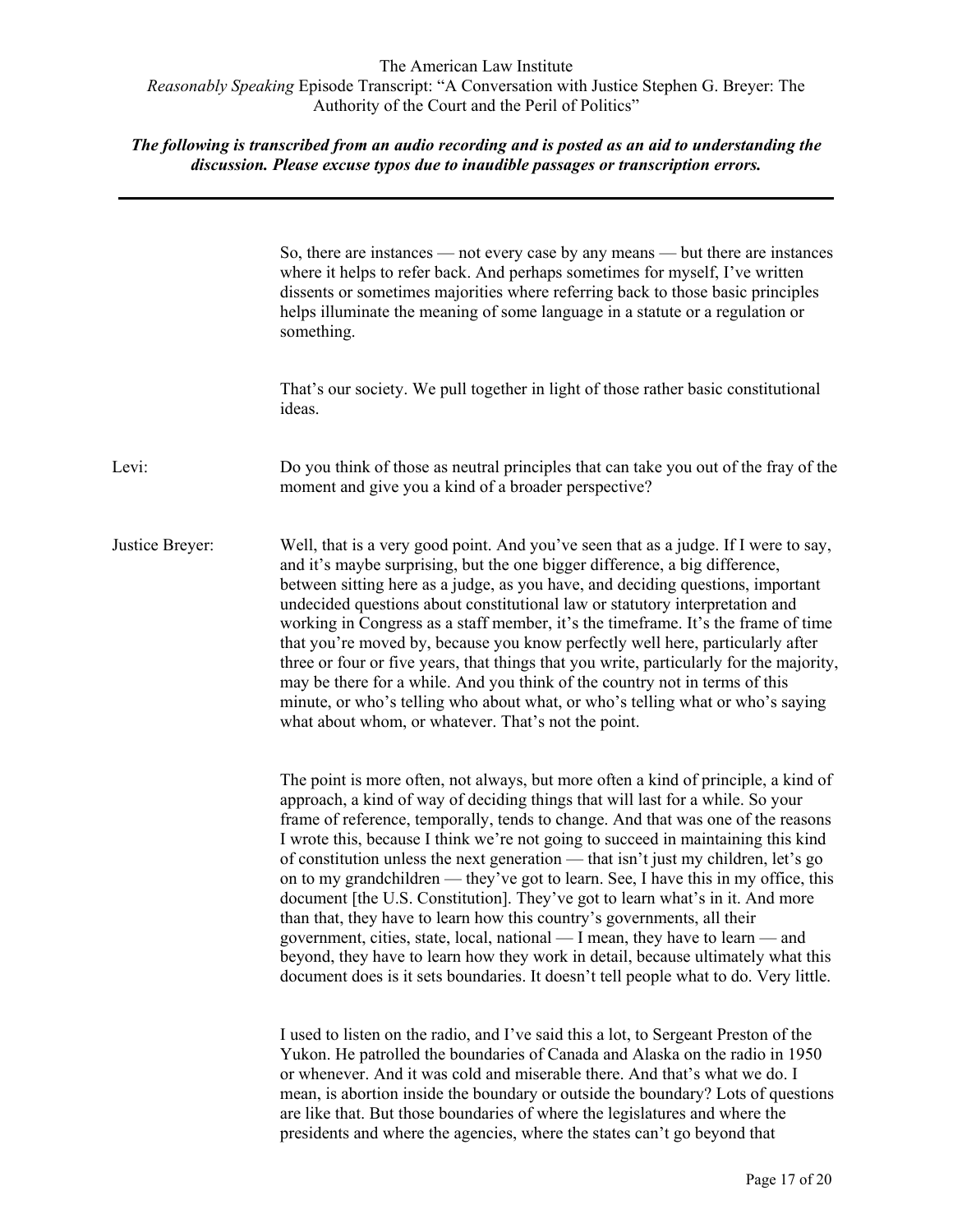So, there are instances — not every case by any means — but there are instances where it helps to refer back. And perhaps sometimes for myself, I've written dissents or sometimes majorities where referring back to those basic principles helps illuminate the meaning of some language in a statute or a regulation or something.

That's our society. We pull together in light of those rather basic constitutional ideas.

Levi: Do you think of those as neutral principles that can take you out of the fray of the moment and give you a kind of a broader perspective?

Justice Breyer: Well, that is a very good point. And you've seen that as a judge. If I were to say, and it's maybe surprising, but the one bigger difference, a big difference, between sitting here as a judge, as you have, and deciding questions, important undecided questions about constitutional law or statutory interpretation and working in Congress as a staff member, it's the timeframe. It's the frame of time that you're moved by, because you know perfectly well here, particularly after three or four or five years, that things that you write, particularly for the majority, may be there for a while. And you think of the country not in terms of this minute, or who's telling who about what, or who's telling what or who's saying what about whom, or whatever. That's not the point.

The point is more often, not always, but more often a kind of principle, a kind of approach, a kind of way of deciding things that will last for a while. So your frame of reference, temporally, tends to change. And that was one of the reasons I wrote this, because I think we're not going to succeed in maintaining this kind of constitution unless the next generation — that isn't just my children, let's go on to my grandchildren — they've got to learn. See, I have this in my office, this document [the U.S. Constitution]. They've got to learn what's in it. And more than that, they have to learn how this country's governments, all their government, cities, state, local, national — I mean, they have to learn — and beyond, they have to learn how they work in detail, because ultimately what this document does is it sets boundaries. It doesn't tell people what to do. Very little.

I used to listen on the radio, and I've said this a lot, to Sergeant Preston of the Yukon. He patrolled the boundaries of Canada and Alaska on the radio in 1950 or whenever. And it was cold and miserable there. And that's what we do. I mean, is abortion inside the boundary or outside the boundary? Lots of questions are like that. But those boundaries of where the legislatures and where the presidents and where the agencies, where the states can't go beyond that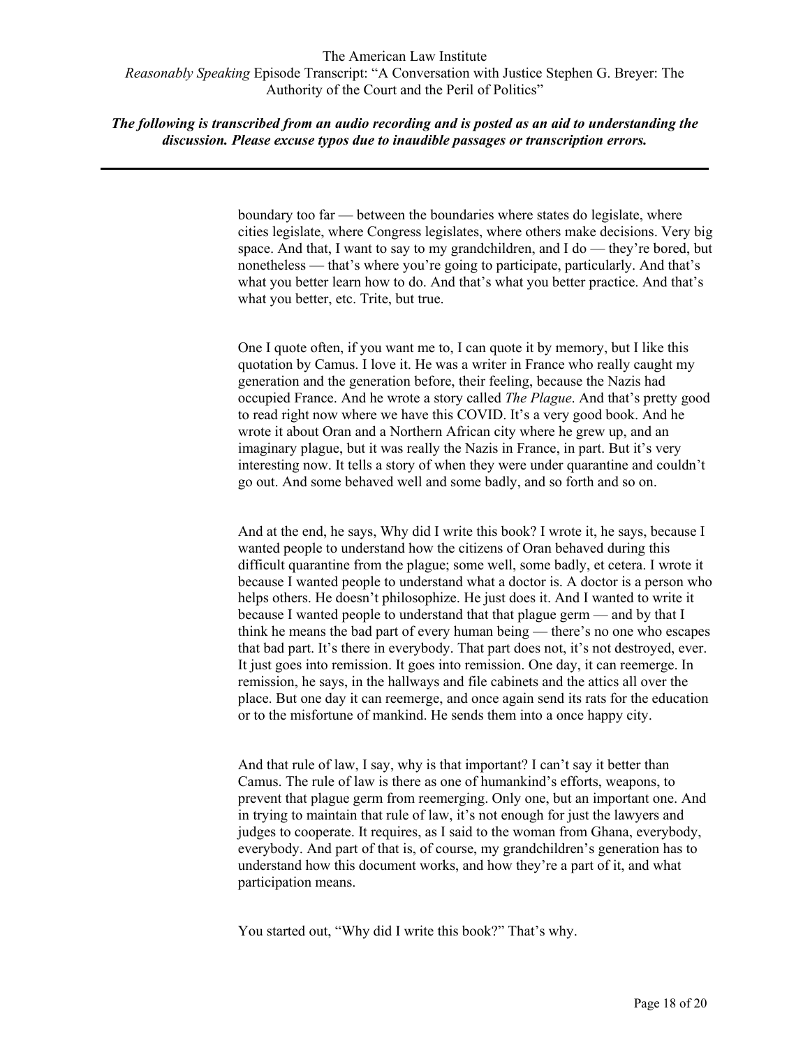boundary too far — between the boundaries where states do legislate, where cities legislate, where Congress legislates, where others make decisions. Very big space. And that, I want to say to my grandchildren, and I do — they're bored, but nonetheless — that's where you're going to participate, particularly. And that's what you better learn how to do. And that's what you better practice. And that's what you better, etc. Trite, but true.

One I quote often, if you want me to, I can quote it by memory, but I like this quotation by Camus. I love it. He was a writer in France who really caught my generation and the generation before, their feeling, because the Nazis had occupied France. And he wrote a story called *The Plague*. And that's pretty good to read right now where we have this COVID. It's a very good book. And he wrote it about Oran and a Northern African city where he grew up, and an imaginary plague, but it was really the Nazis in France, in part. But it's very interesting now. It tells a story of when they were under quarantine and couldn't go out. And some behaved well and some badly, and so forth and so on.

And at the end, he says, Why did I write this book? I wrote it, he says, because I wanted people to understand how the citizens of Oran behaved during this difficult quarantine from the plague; some well, some badly, et cetera. I wrote it because I wanted people to understand what a doctor is. A doctor is a person who helps others. He doesn't philosophize. He just does it. And I wanted to write it because I wanted people to understand that that plague germ — and by that I think he means the bad part of every human being — there's no one who escapes that bad part. It's there in everybody. That part does not, it's not destroyed, ever. It just goes into remission. It goes into remission. One day, it can reemerge. In remission, he says, in the hallways and file cabinets and the attics all over the place. But one day it can reemerge, and once again send its rats for the education or to the misfortune of mankind. He sends them into a once happy city.

And that rule of law, I say, why is that important? I can't say it better than Camus. The rule of law is there as one of humankind's efforts, weapons, to prevent that plague germ from reemerging. Only one, but an important one. And in trying to maintain that rule of law, it's not enough for just the lawyers and judges to cooperate. It requires, as I said to the woman from Ghana, everybody, everybody. And part of that is, of course, my grandchildren's generation has to understand how this document works, and how they're a part of it, and what participation means.

You started out, "Why did I write this book?" That's why.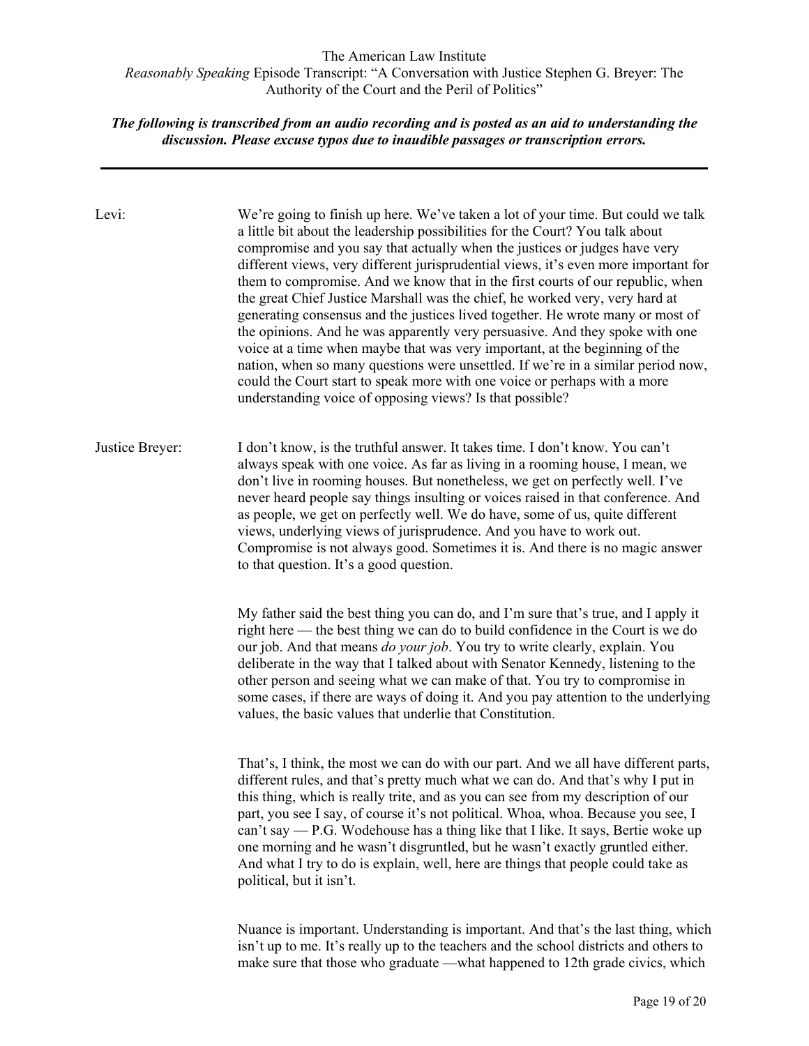**Levi:** We're going to finish up here. We've taken a lot of your time. But could we talk a little bit about the leadership possibilities for the Court? You talk about compromise and you say that actually when the justices or judges have very different views, very different jurisprudential views, it's even more important for them to compromise. And we know that in the first courts of our republic, when the great Chief Justice Marshall was the chief, he worked very, very hard at generating consensus and the justices lived together. He wrote many or most of the opinions. And he was apparently very persuasive. And they spoke with one voice at a time when maybe that was very important, at the beginning of the nation, when so many questions were unsettled. If we're in a similar period now, could the Court start to speak more with one voice or perhaps with a more understanding voice of opposing views? Is that possible?

**Justice Breyer:** I don't know, is the truthful answer. It takes time. I don't know. You can't always speak with one voice. As far as living in a rooming house, I mean, we don't live in rooming houses. But nonetheless, we get on perfectly well. I've never heard people say things insulting or voices raised in that conference. And as people, we get on perfectly well. We do have, some of us, quite different views, underlying views of jurisprudence. And you have to work out. Compromise is not always good. Sometimes it is. And there is no magic answer to that question. It's a good question.

My father said the best thing you can do, and I'm sure that's true, and I apply it right here — the best thing we can do to build confidence in the Court is we do our job. And that means *do your job*. You try to write clearly, explain. You deliberate in the way that I talked about with Senator Kennedy, listening to the other person and seeing what we can make of that. You try to compromise in some cases, if there are ways of doing it. And you pay attention to the underlying values, the basic values that underlie that Constitution.

That's, I think, the most we can do with our part. And we all have different parts, different rules, and that's pretty much what we can do. And that's why I put in this thing, which is really trite, and as you can see from my description of our part, you see I say, of course it's not political. Whoa, whoa. Because you see, I can't say — P.G. Wodehouse has a thing like that I like. It says, Bertie woke up one morning and he wasn't disgruntled, but he wasn't exactly gruntled either. And what I try to do is explain, well, here are things that people could take as political, but it isn't.

Nuance is important. Understanding is important. And that's the last thing, which isn't up to me. It's really up to the teachers and the school districts and others to make sure that those who graduate —what happened to 12th grade civics, which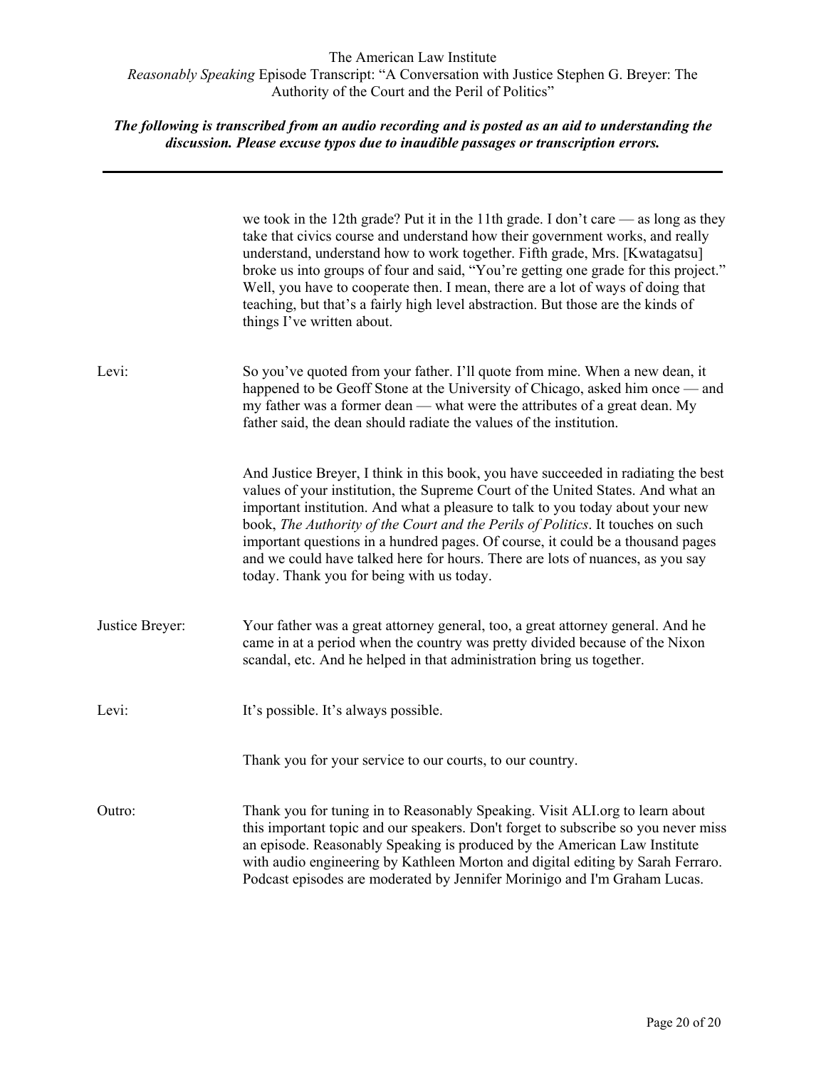| | |
|---|---|
| | we took in the 12th grade? Put it in the 11th grade. I don't care — as long as they take that civics course and understand how their government works, and really understand, understand how to work together. Fifth grade, Mrs. [Kwatagatsu] broke us into groups of four and said, "You're getting one grade for this project." Well, you have to cooperate then. I mean, there are a lot of ways of doing that teaching, but that's a fairly high level abstraction. But those are the kinds of things I've written about. |
| Levi: | So you've quoted from your father. I'll quote from mine. When a new dean, it happened to be Geoff Stone at the University of Chicago, asked him once — and my father was a former dean — what were the attributes of a great dean. My father said, the dean should radiate the values of the institution. |
| | And Justice Breyer, I think in this book, you have succeeded in radiating the best values of your institution, the Supreme Court of the United States. And what an important institution. And what a pleasure to talk to you today about your new book, *The Authority of the Court and the Perils of Politics*. It touches on such important questions in a hundred pages. Of course, it could be a thousand pages and we could have talked here for hours. There are lots of nuances, as you say today. Thank you for being with us today. |
| Justice Breyer: | Your father was a great attorney general, too, a great attorney general. And he came in at a period when the country was pretty divided because of the Nixon scandal, etc. And he helped in that administration bring us together. |
| Levi: | It's possible. It's always possible. |
| | Thank you for your service to our courts, to our country. |
| Outro: | Thank you for tuning in to Reasonably Speaking. Visit ALI.org to learn about this important topic and our speakers. Don't forget to subscribe so you never miss an episode. Reasonably Speaking is produced by the American Law Institute with audio engineering by Kathleen Morton and digital editing by Sarah Ferraro. Podcast episodes are moderated by Jennifer Morinigo and I'm Graham Lucas. |